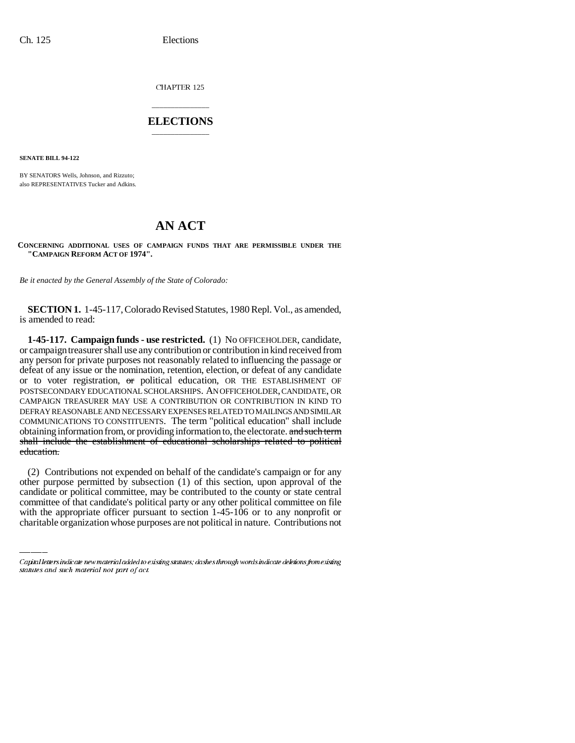CHAPTER 125

# ELECTIONS

**SENATE BILL 94-122**

BY SENATORS Wells, Johnson, and Rizzuto;
also REPRESENTATIVES Tucker and Adkins.

# AN ACT

**CONCERNING ADDITIONAL USES OF CAMPAIGN FUNDS THAT ARE PERMISSIBLE UNDER THE "CAMPAIGN REFORM ACT OF 1974".**

*Be it enacted by the General Assembly of the State of Colorado:*

**SECTION 1.** 1-45-117, Colorado Revised Statutes, 1980 Repl. Vol., as amended, is amended to read:

**1-45-117. Campaign funds - use restricted.** (1) No OFFICEHOLDER, candidate, or campaign treasurer shall use any contribution or contribution in kind received from any person for private purposes not reasonably related to influencing the passage or defeat of any issue or the nomination, retention, election, or defeat of any candidate or to voter registration, ~~or~~ political education, OR THE ESTABLISHMENT OF POSTSECONDARY EDUCATIONAL SCHOLARSHIPS. AN OFFICEHOLDER, CANDIDATE, OR CAMPAIGN TREASURER MAY USE A CONTRIBUTION OR CONTRIBUTION IN KIND TO DEFRAY REASONABLE AND NECESSARY EXPENSES RELATED TO MAILINGS AND SIMILAR COMMUNICATIONS TO CONSTITUENTS. The term "political education" shall include obtaining information from, or providing information to, the electorate. ~~and such term shall include the establishment of educational scholarships related to political education.~~

(2) Contributions not expended on behalf of the candidate's campaign or for any other purpose permitted by subsection (1) of this section, upon approval of the candidate or political committee, may be contributed to the county or state central committee of that candidate's political party or any other political committee on file with the appropriate officer pursuant to section 1-45-106 or to any nonprofit or charitable organization whose purposes are not political in nature. Contributions not

Capital letters indicate new material added to existing statutes; dashes through words indicate deletions from existing statutes and such material not part of act.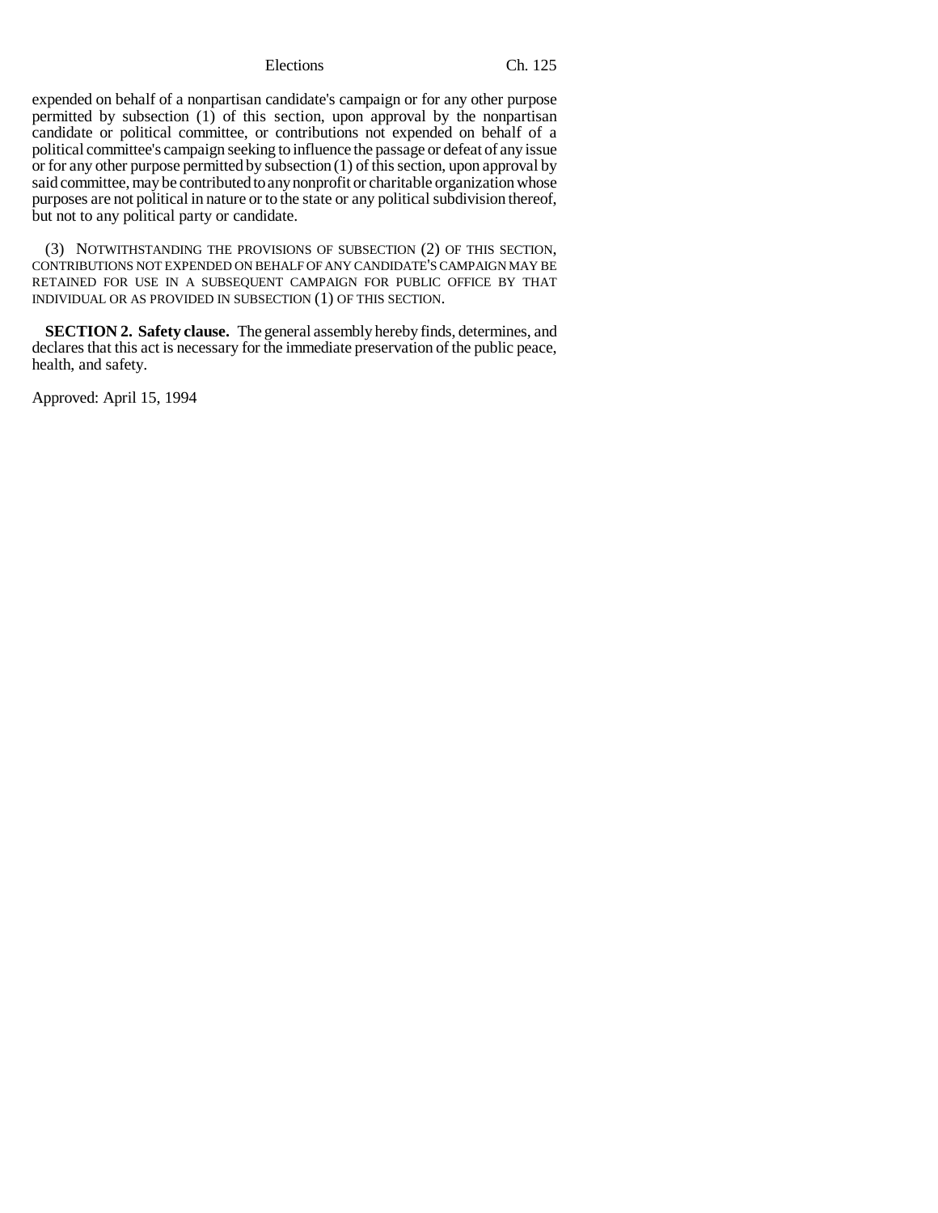expended on behalf of a nonpartisan candidate's campaign or for any other purpose permitted by subsection (1) of this section, upon approval by the nonpartisan candidate or political committee, or contributions not expended on behalf of a political committee's campaign seeking to influence the passage or defeat of any issue or for any other purpose permitted by subsection (1) of this section, upon approval by said committee, may be contributed to any nonprofit or charitable organization whose purposes are not political in nature or to the state or any political subdivision thereof, but not to any political party or candidate.

(3) NOTWITHSTANDING THE PROVISIONS OF SUBSECTION (2) OF THIS SECTION, CONTRIBUTIONS NOT EXPENDED ON BEHALF OF ANY CANDIDATE'S CAMPAIGN MAY BE RETAINED FOR USE IN A SUBSEQUENT CAMPAIGN FOR PUBLIC OFFICE BY THAT INDIVIDUAL OR AS PROVIDED IN SUBSECTION (1) OF THIS SECTION.

**SECTION 2. Safety clause.** The general assembly hereby finds, determines, and declares that this act is necessary for the immediate preservation of the public peace, health, and safety.

Approved: April 15, 1994